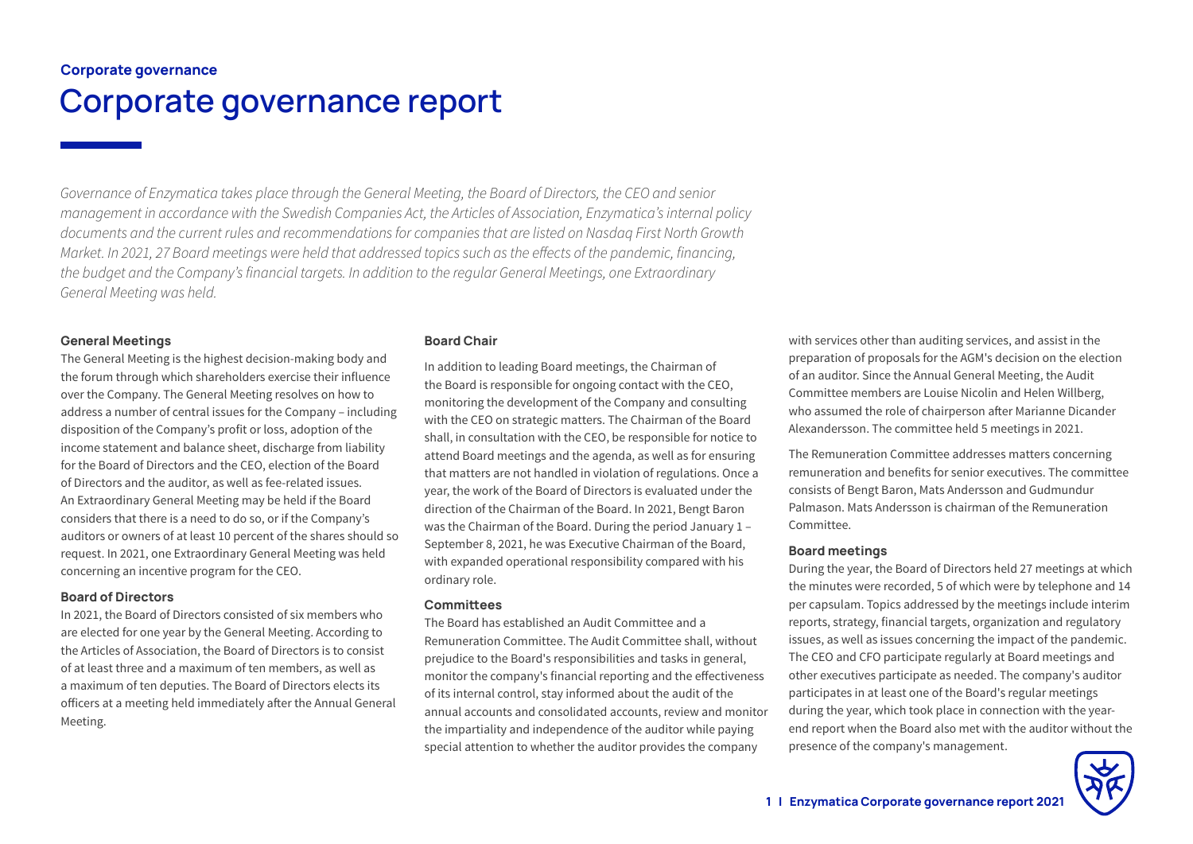**Corporate governance**

# Corporate governance report

*Governance of Enzymatica takes place through the General Meeting, the Board of Directors, the CEO and senior management in accordance with the Swedish Companies Act, the Articles of Association, Enzymatica's internal policy documents and the current rules and recommendations for companies that are listed on Nasdaq First North Growth Market. In 2021, 27 Board meetings were held that addressed topics such as the effects of the pandemic, financing, the budget and the Company's financial targets. In addition to the regular General Meetings, one Extraordinary General Meeting was held.*

### General Meetings

The General Meeting is the highest decision-making body and the forum through which shareholders exercise their influence over the Company. The General Meeting resolves on how to address a number of central issues for the Company – including disposition of the Company's profit or loss, adoption of the income statement and balance sheet, discharge from liability for the Board of Directors and the CEO, election of the Board of Directors and the auditor, as well as fee-related issues. An Extraordinary General Meeting may be held if the Board considers that there is a need to do so, or if the Company's auditors or owners of at least 10 percent of the shares should so request. In 2021, one Extraordinary General Meeting was held concerning an incentive program for the CEO.

### Board of Directors

In 2021, the Board of Directors consisted of six members who are elected for one year by the General Meeting. According to the Articles of Association, the Board of Directors is to consist of at least three and a maximum of ten members, as well as a maximum of ten deputies. The Board of Directors elects its officers at a meeting held immediately after the Annual General Meeting.

### Board Chair

In addition to leading Board meetings, the Chairman of the Board is responsible for ongoing contact with the CEO, monitoring the development of the Company and consulting with the CEO on strategic matters. The Chairman of the Board shall, in consultation with the CEO, be responsible for notice to attend Board meetings and the agenda, as well as for ensuring that matters are not handled in violation of regulations. Once a year, the work of the Board of Directors is evaluated under the direction of the Chairman of the Board. In 2021, Bengt Baron was the Chairman of the Board. During the period January 1 – September 8, 2021, he was Executive Chairman of the Board, with expanded operational responsibility compared with his ordinary role.

### Committees

The Board has established an Audit Committee and a Remuneration Committee. The Audit Committee shall, without prejudice to the Board's responsibilities and tasks in general, monitor the company's financial reporting and the effectiveness of its internal control, stay informed about the audit of the annual accounts and consolidated accounts, review and monitor the impartiality and independence of the auditor while paying special attention to whether the auditor provides the company with services other than auditing services, and assist in the preparation of proposals for the AGM's decision on the election of an auditor. Since the Annual General Meeting, the Audit Committee members are Louise Nicolin and Helen Willberg, who assumed the role of chairperson after Marianne Dicander Alexandersson. The committee held 5 meetings in 2021.

The Remuneration Committee addresses matters concerning remuneration and benefits for senior executives. The committee consists of Bengt Baron, Mats Andersson and Gudmundur Palmason. Mats Andersson is chairman of the Remuneration Committee.

### Board meetings

During the year, the Board of Directors held 27 meetings at which the minutes were recorded, 5 of which were by telephone and 14 per capsulam. Topics addressed by the meetings include interim reports, strategy, financial targets, organization and regulatory issues, as well as issues concerning the impact of the pandemic. The CEO and CFO participate regularly at Board meetings and other executives participate as needed. The company's auditor participates in at least one of the Board's regular meetings during the year, which took place in connection with the year-end report when the Board also met with the auditor without the presence of the company's management.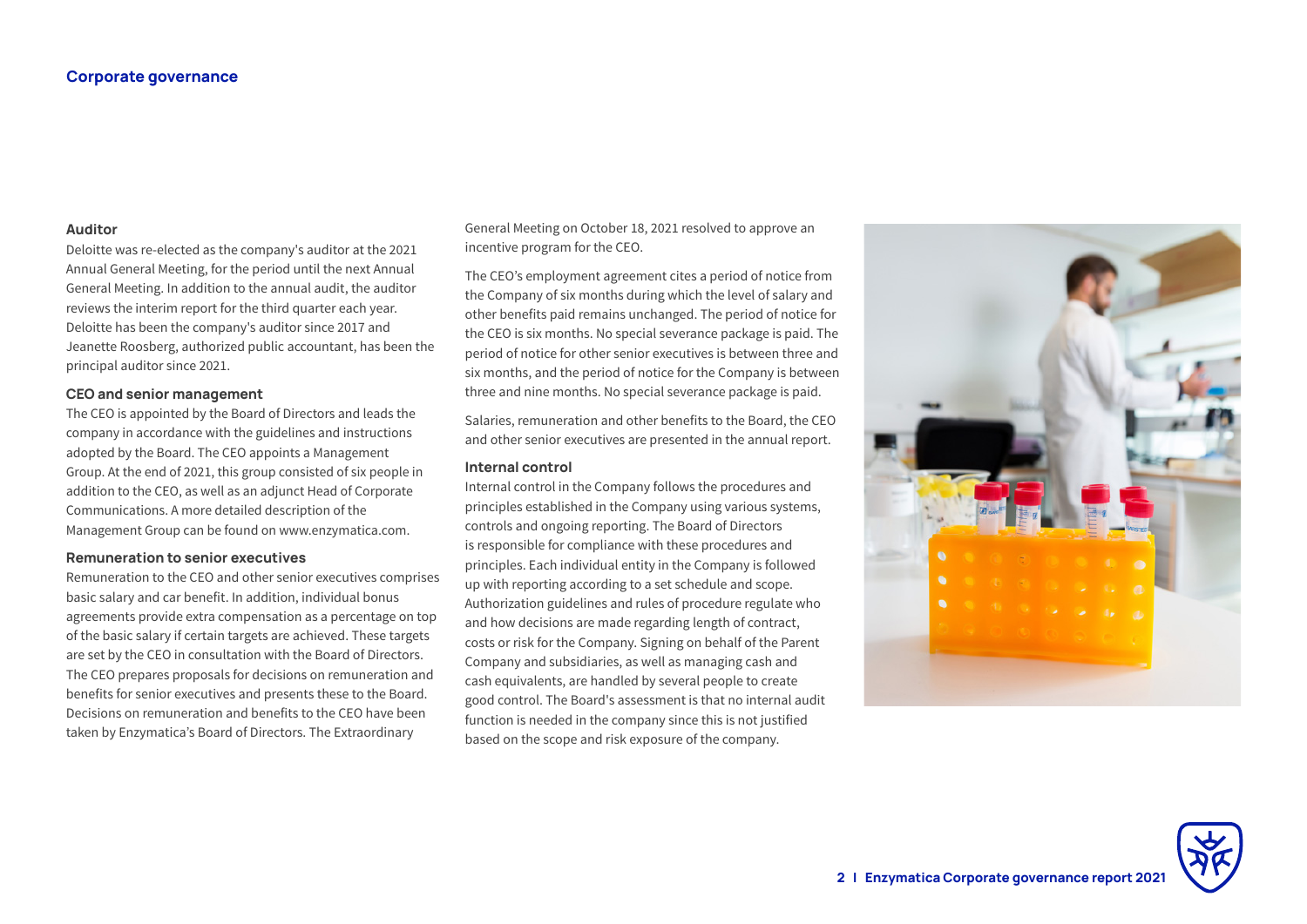## Corporate governance

### Auditor

Deloitte was re-elected as the company's auditor at the 2021 Annual General Meeting, for the period until the next Annual General Meeting. In addition to the annual audit, the auditor reviews the interim report for the third quarter each year. Deloitte has been the company's auditor since 2017 and Jeanette Roosberg, authorized public accountant, has been the principal auditor since 2021.

### CEO and senior management

The CEO is appointed by the Board of Directors and leads the company in accordance with the guidelines and instructions adopted by the Board. The CEO appoints a Management Group. At the end of 2021, this group consisted of six people in addition to the CEO, as well as an adjunct Head of Corporate Communications. A more detailed description of the Management Group can be found on www.enzymatica.com.

### Remuneration to senior executives

Remuneration to the CEO and other senior executives comprises basic salary and car benefit. In addition, individual bonus agreements provide extra compensation as a percentage on top of the basic salary if certain targets are achieved. These targets are set by the CEO in consultation with the Board of Directors. The CEO prepares proposals for decisions on remuneration and benefits for senior executives and presents these to the Board. Decisions on remuneration and benefits to the CEO have been taken by Enzymatica's Board of Directors. The Extraordinary General Meeting on October 18, 2021 resolved to approve an incentive program for the CEO.

The CEO's employment agreement cites a period of notice from the Company of six months during which the level of salary and other benefits paid remains unchanged. The period of notice for the CEO is six months. No special severance package is paid. The period of notice for other senior executives is between three and six months, and the period of notice for the Company is between three and nine months. No special severance package is paid.

Salaries, remuneration and other benefits to the Board, the CEO and other senior executives are presented in the annual report.

### Internal control

Internal control in the Company follows the procedures and principles established in the Company using various systems, controls and ongoing reporting. The Board of Directors is responsible for compliance with these procedures and principles. Each individual entity in the Company is followed up with reporting according to a set schedule and scope. Authorization guidelines and rules of procedure regulate who and how decisions are made regarding length of contract, costs or risk for the Company. Signing on behalf of the Parent Company and subsidiaries, as well as managing cash and cash equivalents, are handled by several people to create good control. The Board's assessment is that no internal audit function is needed in the company since this is not justified based on the scope and risk exposure of the company.